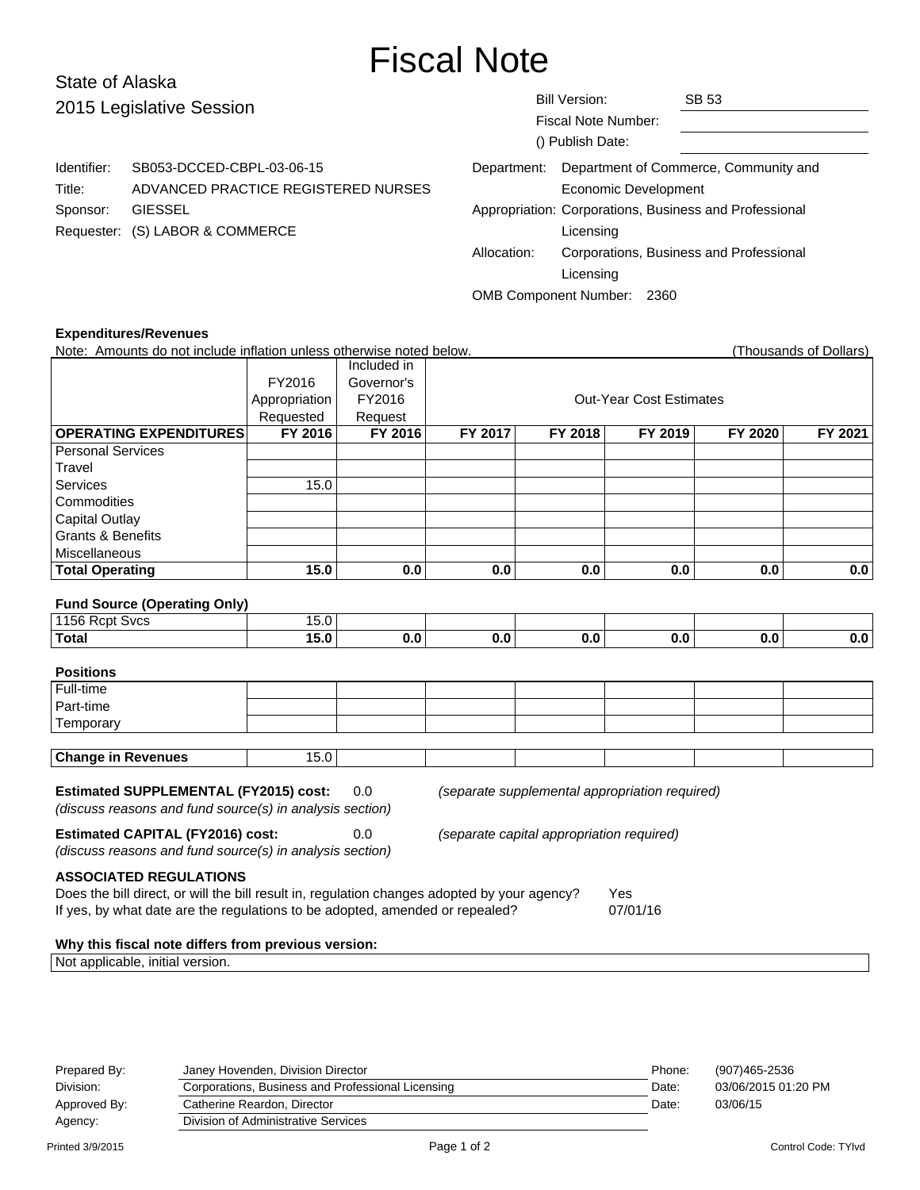# Fiscal Note

State of Alaska
2015 Legislative Session

Bill Version: SB 53
Fiscal Note Number:
() Publish Date:

Identifier: SB053-DCCED-CBPL-03-06-15
Title: ADVANCED PRACTICE REGISTERED NURSES
Sponsor: GIESSEL
Requester: (S) LABOR & COMMERCE

Department: Department of Commerce, Community and Economic Development
Appropriation: Corporations, Business and Professional Licensing
Allocation: Corporations, Business and Professional Licensing
OMB Component Number: 2360

**Expenditures/Revenues**

Note: Amounts do not include inflation unless otherwise noted below. (Thousands of Dollars)

| | FY2016 Appropriation Requested | Included in Governor's FY2016 Request | Out-Year Cost Estimates | | | | |
|---|---|---|---|---|---|---|---|
| **OPERATING EXPENDITURES** | **FY 2016** | **FY 2016** | **FY 2017** | **FY 2018** | **FY 2019** | **FY 2020** | **FY 2021** |
| Personal Services | | | | | | | |
| Travel | | | | | | | |
| Services | 15.0 | | | | | | |
| Commodities | | | | | | | |
| Capital Outlay | | | | | | | |
| Grants & Benefits | | | | | | | |
| Miscellaneous | | | | | | | |
| **Total Operating** | **15.0** | **0.0** | **0.0** | **0.0** | **0.0** | **0.0** | **0.0** |

**Fund Source (Operating Only)**

| | | | | | | | |
|---|---|---|---|---|---|---|---|
| 1156 Rcpt Svcs | 15.0 | | | | | | |
| **Total** | **15.0** | **0.0** | **0.0** | **0.0** | **0.0** | **0.0** | **0.0** |

**Positions**

| | | | | | | | |
|---|---|---|---|---|---|---|---|
| Full-time | | | | | | | |
| Part-time | | | | | | | |
| Temporary | | | | | | | |

| | | | | | | | |
|---|---|---|---|---|---|---|---|
| **Change in Revenues** | 15.0 | | | | | | |

**Estimated SUPPLEMENTAL (FY2015) cost:** 0.0 *(separate supplemental appropriation required)*
*(discuss reasons and fund source(s) in analysis section)*

**Estimated CAPITAL (FY2016) cost:** 0.0 *(separate capital appropriation required)*
*(discuss reasons and fund source(s) in analysis section)*

**ASSOCIATED REGULATIONS**

Does the bill direct, or will the bill result in, regulation changes adopted by your agency? Yes
If yes, by what date are the regulations to be adopted, amended or repealed? 07/01/16

**Why this fiscal note differs from previous version:**

Not applicable, initial version.

| | | | |
|---|---|---|---|
| Prepared By: | Janey Hovenden, Division Director | Phone: | (907)465-2536 |
| Division: | Corporations, Business and Professional Licensing | Date: | 03/06/2015 01:20 PM |
| Approved By: | Catherine Reardon, Director | Date: | 03/06/15 |
| Agency: | Division of Administrative Services | | |

Printed 3/9/2015 Control Code: TYlvd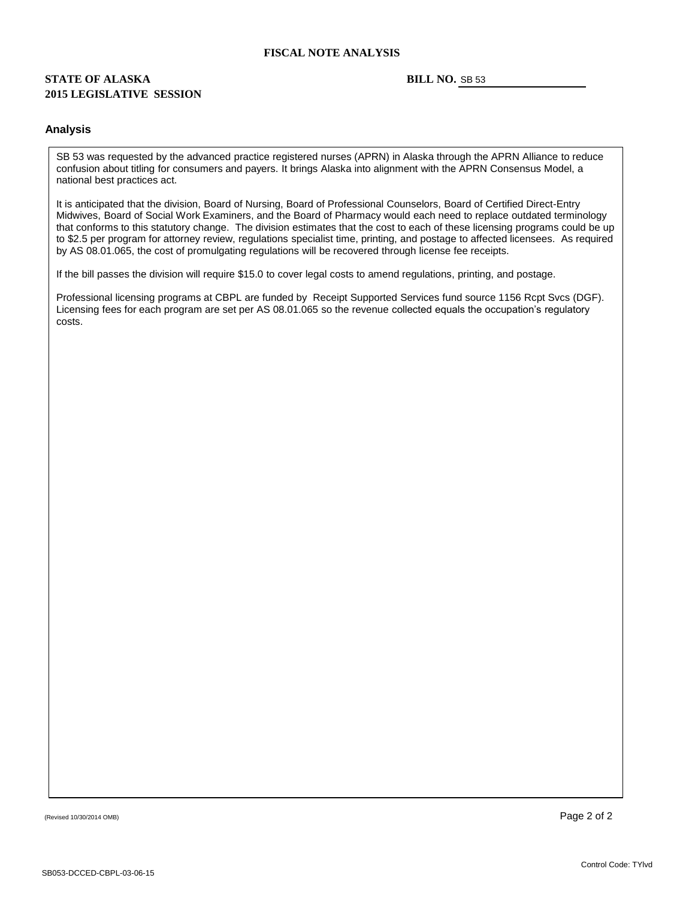**FISCAL NOTE ANALYSIS**

**STATE OF ALASKA** **BILL NO.** SB 53

**2015 LEGISLATIVE SESSION**

## Analysis

SB 53 was requested by the advanced practice registered nurses (APRN) in Alaska through the APRN Alliance to reduce confusion about titling for consumers and payers. It brings Alaska into alignment with the APRN Consensus Model, a national best practices act.

It is anticipated that the division, Board of Nursing, Board of Professional Counselors, Board of Certified Direct-Entry Midwives, Board of Social Work Examiners, and the Board of Pharmacy would each need to replace outdated terminology that conforms to this statutory change. The division estimates that the cost to each of these licensing programs could be up to $2.5 per program for attorney review, regulations specialist time, printing, and postage to affected licensees. As required by AS 08.01.065, the cost of promulgating regulations will be recovered through license fee receipts.

If the bill passes the division will require $15.0 to cover legal costs to amend regulations, printing, and postage.

Professional licensing programs at CBPL are funded by Receipt Supported Services fund source 1156 Rcpt Svcs (DGF). Licensing fees for each program are set per AS 08.01.065 so the revenue collected equals the occupation's regulatory costs.

(Revised 10/30/2014 OMB)

Control Code: TYlvd

SB053-DCCED-CBPL-03-06-15